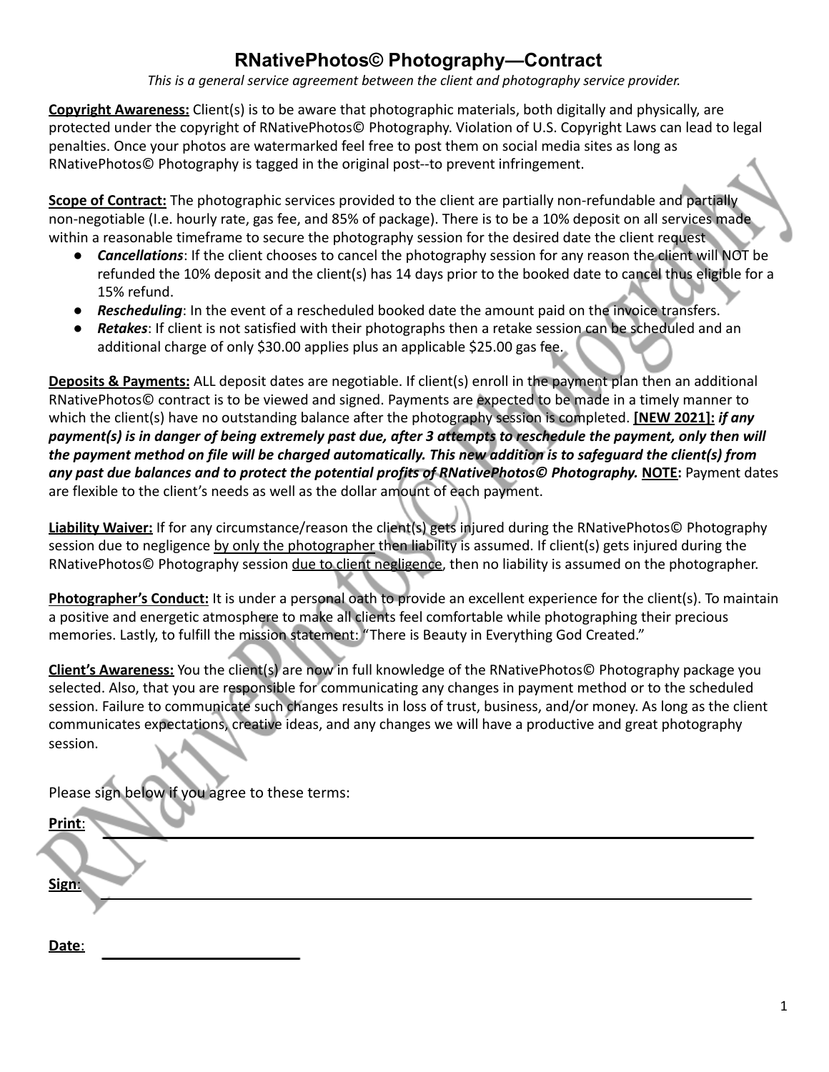# RNativePhotos© Photography—Contract

*This is a general service agreement between the client and photography service provider.*

**Copyright Awareness:** Client(s) is to be aware that photographic materials, both digitally and physically, are protected under the copyright of RNativePhotos© Photography. Violation of U.S. Copyright Laws can lead to legal penalties. Once your photos are watermarked feel free to post them on social media sites as long as RNativePhotos© Photography is tagged in the original post--to prevent infringement.

**Scope of Contract:** The photographic services provided to the client are partially non-refundable and partially non-negotiable (I.e. hourly rate, gas fee, and 85% of package). There is to be a 10% deposit on all services made within a reasonable timeframe to secure the photography session for the desired date the client request

- ***Cancellations***: If the client chooses to cancel the photography session for any reason the client will NOT be refunded the 10% deposit and the client(s) has 14 days prior to the booked date to cancel thus eligible for a 15% refund.
- ***Rescheduling***: In the event of a rescheduled booked date the amount paid on the invoice transfers.
- ***Retakes***: If client is not satisfied with their photographs then a retake session can be scheduled and an additional charge of only $30.00 applies plus an applicable $25.00 gas fee.

**Deposits & Payments:** ALL deposit dates are negotiable. If client(s) enroll in the payment plan then an additional RNativePhotos© contract is to be viewed and signed. Payments are expected to be made in a timely manner to which the client(s) have no outstanding balance after the photography session is completed. **[NEW 2021]:** ***if any payment(s) is in danger of being extremely past due, after 3 attempts to reschedule the payment, only then will the payment method on file will be charged automatically. This new addition is to safeguard the client(s) from any past due balances and to protect the potential profits of RNativePhotos© Photography.*** **NOTE:** Payment dates are flexible to the client's needs as well as the dollar amount of each payment.

**Liability Waiver:** If for any circumstance/reason the client(s) gets injured during the RNativePhotos© Photography session due to negligence by only the photographer then liability is assumed. If client(s) gets injured during the RNativePhotos© Photography session due to client negligence, then no liability is assumed on the photographer.

**Photographer's Conduct:** It is under a personal oath to provide an excellent experience for the client(s). To maintain a positive and energetic atmosphere to make all clients feel comfortable while photographing their precious memories. Lastly, to fulfill the mission statement: "There is Beauty in Everything God Created."

**Client's Awareness:** You the client(s) are now in full knowledge of the RNativePhotos© Photography package you selected. Also, that you are responsible for communicating any changes in payment method or to the scheduled session. Failure to communicate such changes results in loss of trust, business, and/or money. As long as the client communicates expectations, creative ideas, and any changes we will have a productive and great photography session.

Please sign below if you agree to these terms:

**Print**: ______________________________________________

**Sign**: ______________________________________________

**Date**: ____________________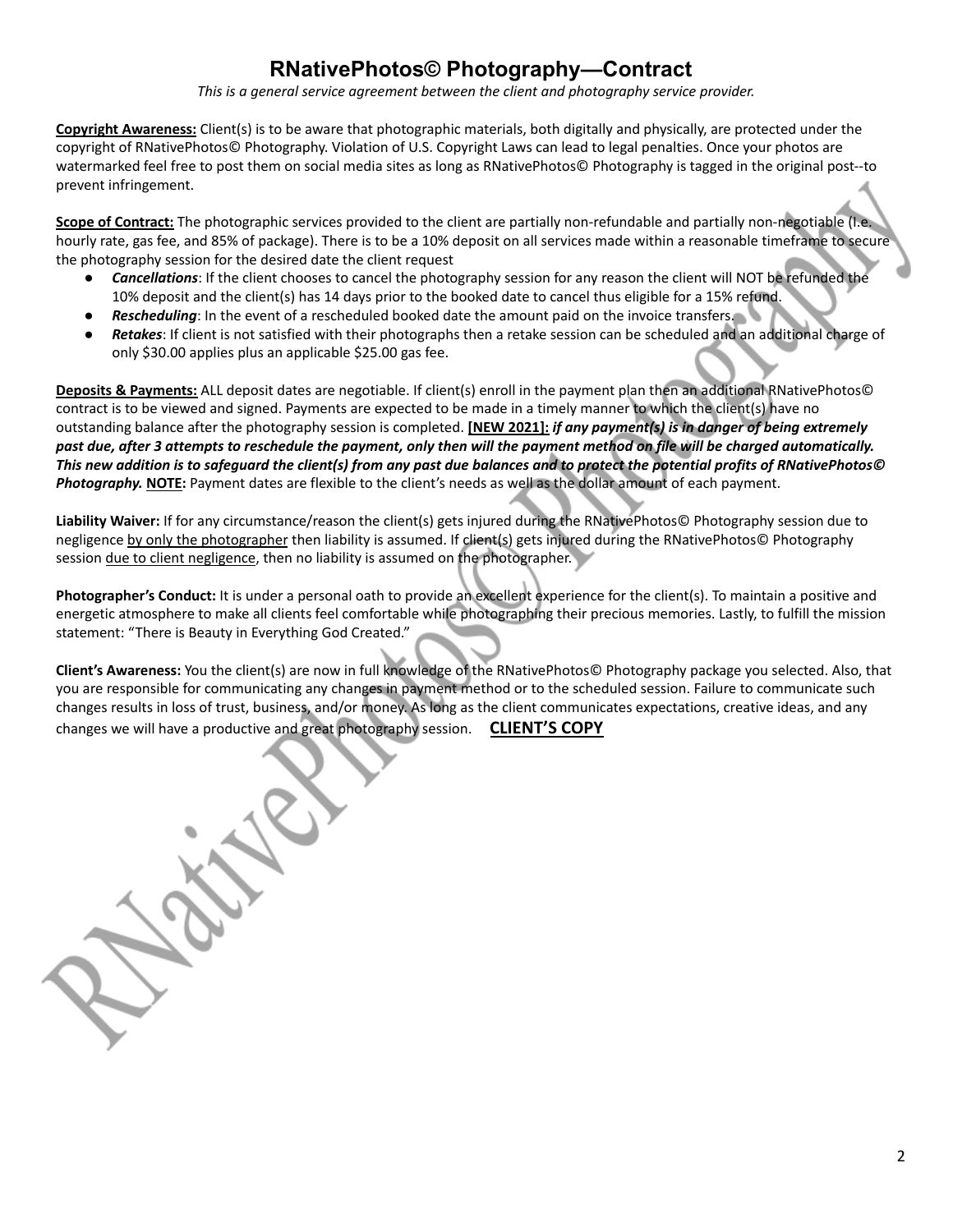# RNativePhotos© Photography—Contract

*This is a general service agreement between the client and photography service provider.*

**Copyright Awareness:** Client(s) is to be aware that photographic materials, both digitally and physically, are protected under the copyright of RNativePhotos© Photography. Violation of U.S. Copyright Laws can lead to legal penalties. Once your photos are watermarked feel free to post them on social media sites as long as RNativePhotos© Photography is tagged in the original post--to prevent infringement.

**Scope of Contract:** The photographic services provided to the client are partially non-refundable and partially non-negotiable (I.e. hourly rate, gas fee, and 85% of package). There is to be a 10% deposit on all services made within a reasonable timeframe to secure the photography session for the desired date the client request

- ***Cancellations***: If the client chooses to cancel the photography session for any reason the client will NOT be refunded the 10% deposit and the client(s) has 14 days prior to the booked date to cancel thus eligible for a 15% refund.
- ***Rescheduling***: In the event of a rescheduled booked date the amount paid on the invoice transfers.
- ***Retakes***: If client is not satisfied with their photographs then a retake session can be scheduled and an additional charge of only $30.00 applies plus an applicable $25.00 gas fee.

**Deposits & Payments:** ALL deposit dates are negotiable. If client(s) enroll in the payment plan then an additional RNativePhotos© contract is to be viewed and signed. Payments are expected to be made in a timely manner to which the client(s) have no outstanding balance after the photography session is completed. **[NEW 2021]:** ***if any payment(s) is in danger of being extremely past due, after 3 attempts to reschedule the payment, only then will the payment method on file will be charged automatically. This new addition is to safeguard the client(s) from any past due balances and to protect the potential profits of RNativePhotos© Photography.*** **NOTE:** Payment dates are flexible to the client's needs as well as the dollar amount of each payment.

**Liability Waiver:** If for any circumstance/reason the client(s) gets injured during the RNativePhotos© Photography session due to negligence by only the photographer then liability is assumed. If client(s) gets injured during the RNativePhotos© Photography session due to client negligence, then no liability is assumed on the photographer.

**Photographer's Conduct:** It is under a personal oath to provide an excellent experience for the client(s). To maintain a positive and energetic atmosphere to make all clients feel comfortable while photographing their precious memories. Lastly, to fulfill the mission statement: "There is Beauty in Everything God Created."

**Client's Awareness:** You the client(s) are now in full knowledge of the RNativePhotos© Photography package you selected. Also, that you are responsible for communicating any changes in payment method or to the scheduled session. Failure to communicate such changes results in loss of trust, business, and/or money. As long as the client communicates expectations, creative ideas, and any changes we will have a productive and great photography session. **CLIENT'S COPY**